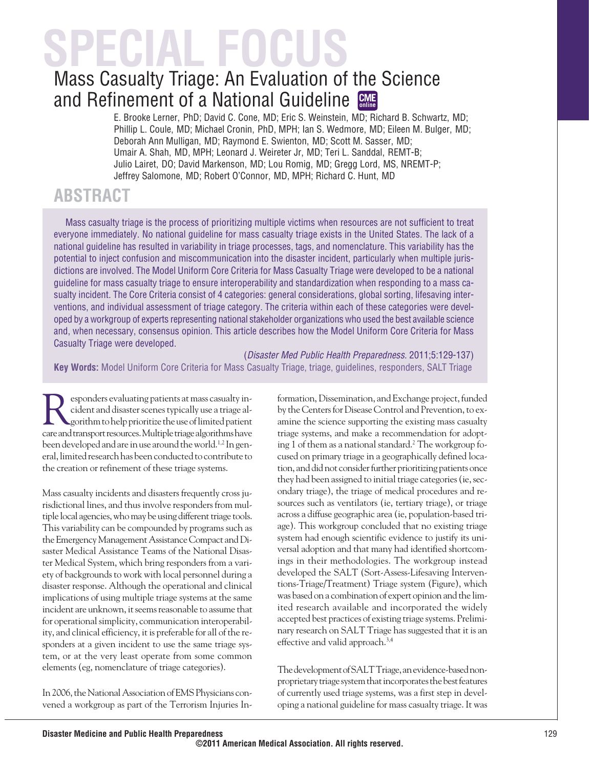# SPECIAL FOCUS

## Mass Casualty Triage: An Evaluation of the Science and Refinement of a National Guideline

E. Brooke Lerner, PhD; David C. Cone, MD; Eric S. Weinstein, MD; Richard B. Schwartz, MD; Phillip L. Coule, MD; Michael Cronin, PhD, MPH; Ian S. Wedmore, MD; Eileen M. Bulger, MD; Deborah Ann Mulligan, MD; Raymond E. Swienton, MD; Scott M. Sasser, MD; Umair A. Shah, MD, MPH; Leonard J. Weireter Jr, MD; Teri L. Sanddal, REMT-B; Julio Lairet, DO; David Markenson, MD; Lou Romig, MD; Gregg Lord, MS, NREMT-P; Jeffrey Salomone, MD; Robert O'Connor, MD, MPH; Richard C. Hunt, MD

## ABSTRACT

Mass casualty triage is the process of prioritizing multiple victims when resources are not sufficient to treat everyone immediately. No national guideline for mass casualty triage exists in the United States. The lack of a national guideline has resulted in variability in triage processes, tags, and nomenclature. This variability has the potential to inject confusion and miscommunication into the disaster incident, particularly when multiple jurisdictions are involved. The Model Uniform Core Criteria for Mass Casualty Triage were developed to be a national guideline for mass casualty triage to ensure interoperability and standardization when responding to a mass casualty incident. The Core Criteria consist of 4 categories: general considerations, global sorting, lifesaving interventions, and individual assessment of triage category. The criteria within each of these categories were developed by a workgroup of experts representing national stakeholder organizations who used the best available science and, when necessary, consensus opinion. This article describes how the Model Uniform Core Criteria for Mass Casualty Triage were developed.

(*Disaster Med Public Health Preparedness.* 2011;5:129-137)

**Key Words:** Model Uniform Core Criteria for Mass Casualty Triage, triage, guidelines, responders, SALT Triage

Responders evaluating patients at mass casualty incident and disaster scenes typically use a triage algorithm to help prioritize the use of limited patient care and transport resources. Multiple triage algorithms have been developed and are in use around the world.[1,2] In general, limited research has been conducted to contribute to the creation or refinement of these triage systems.

Mass casualty incidents and disasters frequently cross jurisdictional lines, and thus involve responders from multiple local agencies, who may be using different triage tools. This variability can be compounded by programs such as the Emergency Management Assistance Compact and Disaster Medical Assistance Teams of the National Disaster Medical System, which bring responders from a variety of backgrounds to work with local personnel during a disaster response. Although the operational and clinical implications of using multiple triage systems at the same incident are unknown, it seems reasonable to assume that for operational simplicity, communication interoperability, and clinical efficiency, it is preferable for all of the responders at a given incident to use the same triage system, or at the very least operate from some common elements (eg, nomenclature of triage categories).

In 2006, the National Association of EMS Physicians convened a workgroup as part of the Terrorism Injuries Information, Dissemination, and Exchange project, funded by the Centers for Disease Control and Prevention, to examine the science supporting the existing mass casualty triage systems, and make a recommendation for adopting 1 of them as a national standard.[2] The workgroup focused on primary triage in a geographically defined location, and did not consider further prioritizing patients once they had been assigned to initial triage categories (ie, secondary triage), the triage of medical procedures and resources such as ventilators (ie, tertiary triage), or triage across a diffuse geographic area (ie, population-based triage). This workgroup concluded that no existing triage system had enough scientific evidence to justify its universal adoption and that many had identified shortcomings in their methodologies. The workgroup instead developed the SALT (Sort-Assess-Lifesaving Interventions-Triage/Treatment) Triage system (Figure), which was based on a combination of expert opinion and the limited research available and incorporated the widely accepted best practices of existing triage systems. Preliminary research on SALT Triage has suggested that it is an effective and valid approach.[3,4]

The development of SALT Triage, an evidence-based nonproprietary triage system that incorporates the best features of currently used triage systems, was a first step in developing a national guideline for mass casualty triage. It was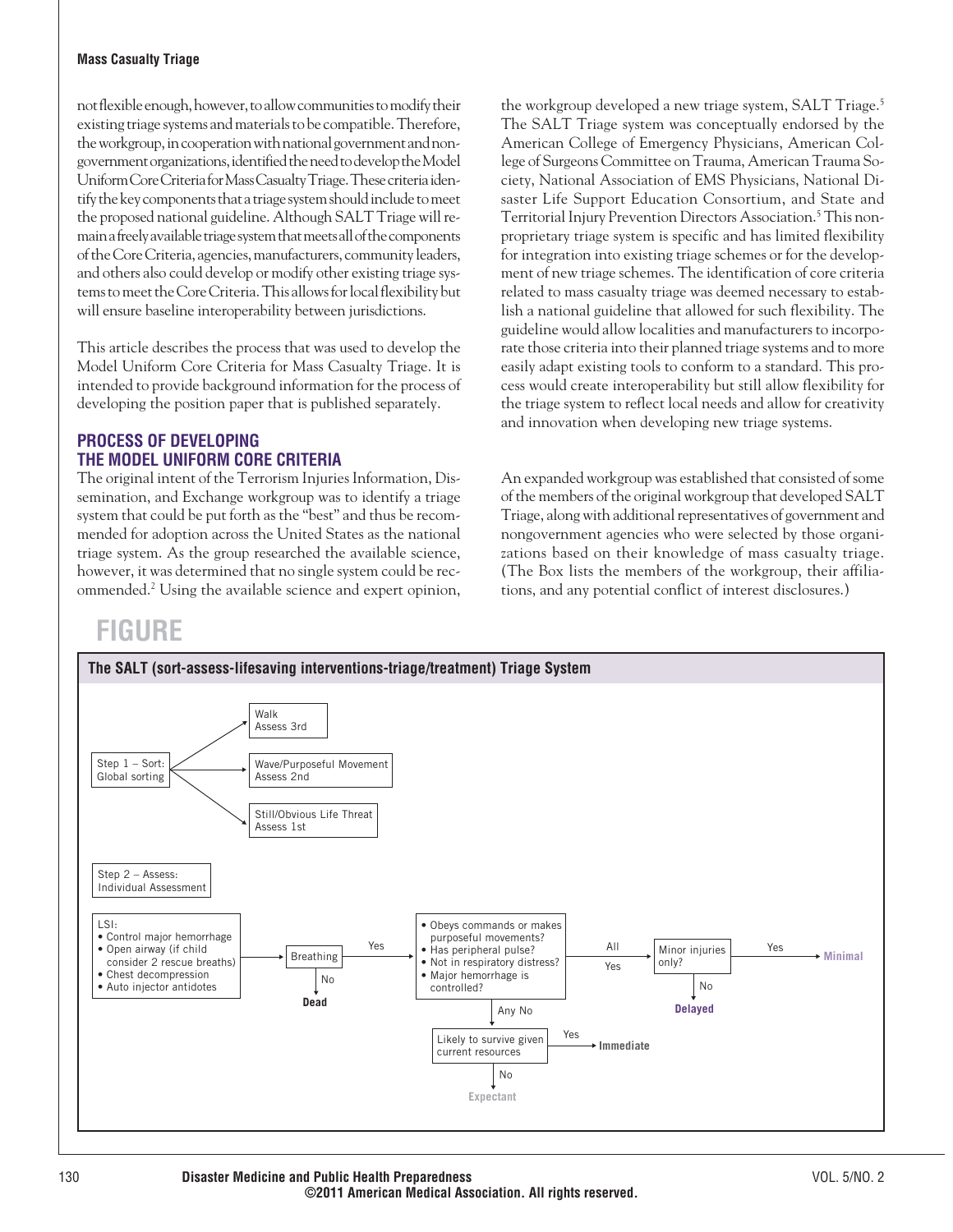not flexible enough, however, to allow communities to modify their existing triage systems and materials to be compatible. Therefore, the workgroup, in cooperation with national government and nongovernment organizations, identified the need to develop the Model Uniform Core Criteria for Mass Casualty Triage. These criteria identify the key components that a triage system should include to meet the proposed national guideline. Although SALT Triage will remain a freely available triage system that meets all of the components of the Core Criteria, agencies, manufacturers, community leaders, and others also could develop or modify other existing triage systems to meet the Core Criteria. This allows for local flexibility but will ensure baseline interoperability between jurisdictions.

This article describes the process that was used to develop the Model Uniform Core Criteria for Mass Casualty Triage. It is intended to provide background information for the process of developing the position paper that is published separately.

## PROCESS OF DEVELOPING THE MODEL UNIFORM CORE CRITERIA

The original intent of the Terrorism Injuries Information, Dissemination, and Exchange workgroup was to identify a triage system that could be put forth as the "best" and thus be recommended for adoption across the United States as the national triage system. As the group researched the available science, however, it was determined that no single system could be recommended.[2] Using the available science and expert opinion, the workgroup developed a new triage system, SALT Triage.[5] The SALT Triage system was conceptually endorsed by the American College of Emergency Physicians, American College of Surgeons Committee on Trauma, American Trauma Society, National Association of EMS Physicians, National Disaster Life Support Education Consortium, and State and Territorial Injury Prevention Directors Association.[5] This nonproprietary triage system is specific and has limited flexibility for integration into existing triage schemes or for the development of new triage schemes. The identification of core criteria related to mass casualty triage was deemed necessary to establish a national guideline that allowed for such flexibility. The guideline would allow localities and manufacturers to incorporate those criteria into their planned triage systems and to more easily adapt existing tools to conform to a standard. This process would create interoperability but still allow flexibility for the triage system to reflect local needs and allow for creativity and innovation when developing new triage systems.

An expanded workgroup was established that consisted of some of the members of the original workgroup that developed SALT Triage, along with additional representatives of government and nongovernment agencies who were selected by those organizations based on their knowledge of mass casualty triage. (The Box lists the members of the workgroup, their affiliations, and any potential conflict of interest disclosures.)

## FIGURE

**The SALT (sort-assess-lifesaving interventions-triage/treatment) Triage System**

Step 1 – Sort: Global sorting
- Walk — Assess 3rd
- Wave/Purposeful Movement — Assess 2nd
- Still/Obvious Life Threat — Assess 1st

Step 2 – Assess: Individual Assessment

LSI:
- Control major hemorrhage
- Open airway (if child consider 2 rescue breaths)
- Chest decompression
- Auto injector antidotes

→ Breathing
- No → **Dead**
- Yes →
  - Obeys commands or makes purposeful movements?
  - Has peripheral pulse?
  - Not in respiratory distress?
  - Major hemorrhage is controlled?

  - All Yes → Minor injuries only?
    - Yes → **Minimal**
    - No → **Delayed**
  - Any No → Likely to survive given current resources
    - Yes → **Immediate**
    - No → **Expectant**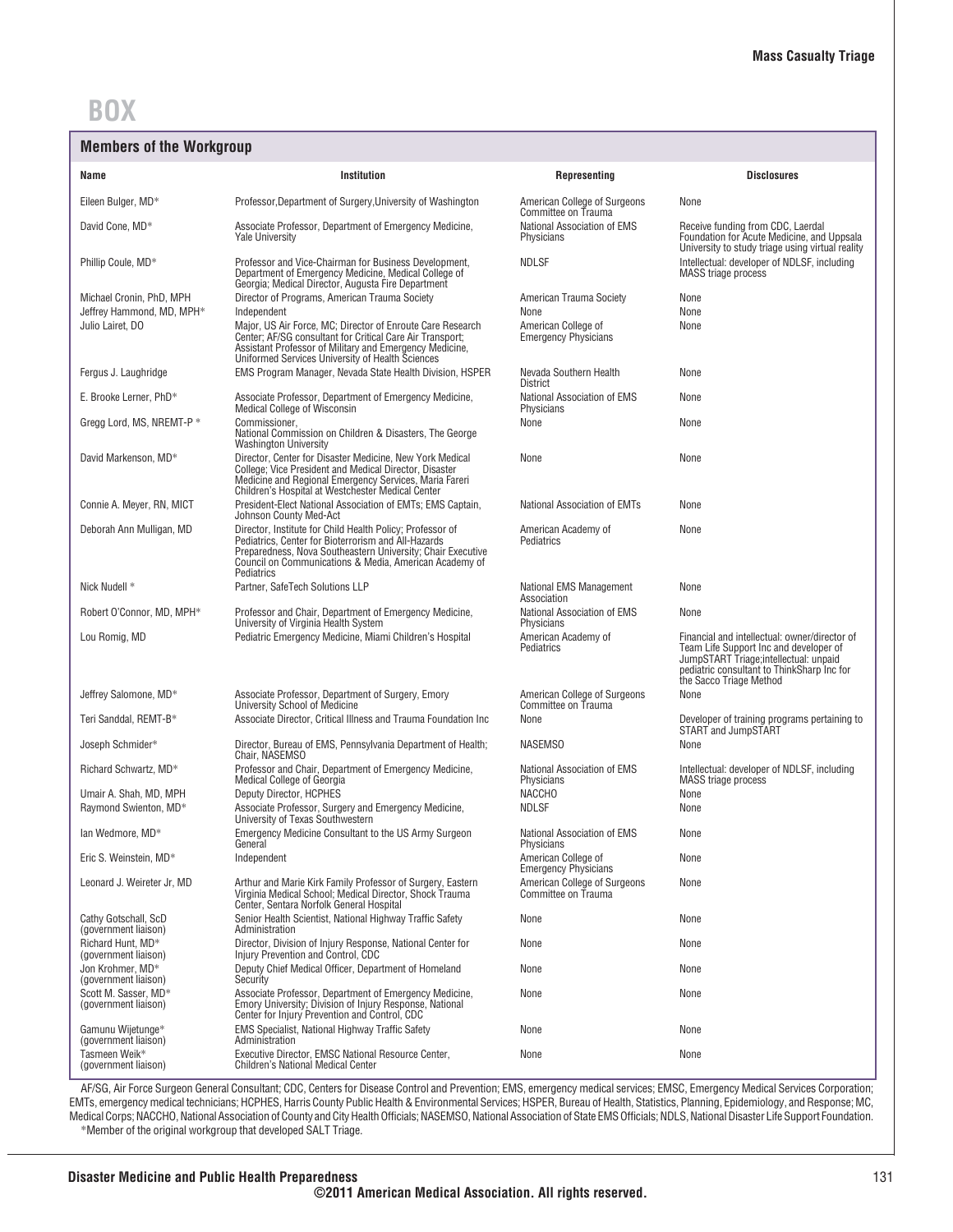# BOX

## Members of the Workgroup

| Name | Institution | Representing | Disclosures |
|---|---|---|---|
| Eileen Bulger, MD* | Professor, Department of Surgery, University of Washington | American College of Surgeons Committee on Trauma | None |
| David Cone, MD* | Associate Professor, Department of Emergency Medicine, Yale University | National Association of EMS Physicians | Receive funding from CDC, Laerdal Foundation for Acute Medicine, and Uppsala University to study triage using virtual reality |
| Phillip Coule, MD* | Professor and Vice-Chairman for Business Development, Department of Emergency Medicine, Medical College of Georgia; Medical Director, Augusta Fire Department | NDLSF | Intellectual: developer of NDLSF, including MASS triage process |
| Michael Cronin, PhD, MPH | Director of Programs, American Trauma Society | American Trauma Society | None |
| Jeffrey Hammond, MD, MPH* | Independent | None | None |
| Julio Lairet, DO | Major, US Air Force, MC; Director of Enroute Care Research Center; AF/SG consultant for Critical Care Air Transport; Assistant Professor of Military and Emergency Medicine, Uniformed Services University of Health Sciences | American College of Emergency Physicians | None |
| Fergus J. Laughridge | EMS Program Manager, Nevada State Health Division, HSPER | Nevada Southern Health District | None |
| E. Brooke Lerner, PhD* | Associate Professor, Department of Emergency Medicine, Medical College of Wisconsin | National Association of EMS Physicians | None |
| Gregg Lord, MS, NREMT-P * | Commissioner, National Commission on Children & Disasters, The George Washington University | None | None |
| David Markenson, MD* | Director, Center for Disaster Medicine, New York Medical College; Vice President and Medical Director, Disaster Medicine and Regional Emergency Services, Maria Fareri Children's Hospital at Westchester Medical Center | None | None |
| Connie A. Meyer, RN, MICT | President-Elect National Association of EMTs; EMS Captain, Johnson County Med-Act | National Association of EMTs | None |
| Deborah Ann Mulligan, MD | Director, Institute for Child Health Policy; Professor of Pediatrics, Center for Bioterrorism and All-Hazards Preparedness, Nova Southeastern University; Chair Executive Council on Communications & Media, American Academy of Pediatrics | American Academy of Pediatrics | None |
| Nick Nudell * | Partner, SafeTech Solutions LLP | National EMS Management Association | None |
| Robert O'Connor, MD, MPH* | Professor and Chair, Department of Emergency Medicine, University of Virginia Health System | National Association of EMS Physicians | None |
| Lou Romig, MD | Pediatric Emergency Medicine, Miami Children's Hospital | American Academy of Pediatrics | Financial and intellectual: owner/director of Team Life Support Inc and developer of JumpSTART Triage; intellectual: unpaid pediatric consultant to ThinkSharp Inc for the Sacco Triage Method |
| Jeffrey Salomone, MD* | Associate Professor, Department of Surgery, Emory University School of Medicine | American College of Surgeons Committee on Trauma | None |
| Teri Sanddal, REMT-B* | Associate Director, Critical Illness and Trauma Foundation Inc | None | Developer of training programs pertaining to START and JumpSTART |
| Joseph Schmider* | Director, Bureau of EMS, Pennsylvania Department of Health; Chair, NASEMSO | NASEMSO | None |
| Richard Schwartz, MD* | Professor and Chair, Department of Emergency Medicine, Medical College of Georgia | National Association of EMS Physicians | Intellectual: developer of NDLSF, including MASS triage process |
| Umair A. Shah, MD, MPH | Deputy Director, HCPHES | NACCHO | None |
| Raymond Swienton, MD* | Associate Professor, Surgery and Emergency Medicine, University of Texas Southwestern | NDLSF | None |
| Ian Wedmore, MD* | Emergency Medicine Consultant to the US Army Surgeon General | National Association of EMS Physicians | None |
| Eric S. Weinstein, MD* | Independent | American College of Emergency Physicians | None |
| Leonard J. Weireter Jr, MD | Arthur and Marie Kirk Family Professor of Surgery, Eastern Virginia Medical School; Medical Director, Shock Trauma Center, Sentara Norfolk General Hospital | American College of Surgeons Committee on Trauma | None |
| Cathy Gotschall, ScD (government liaison) | Senior Health Scientist, National Highway Traffic Safety Administration | None | None |
| Richard Hunt, MD* (government liaison) | Director, Division of Injury Response, National Center for Injury Prevention and Control, CDC | None | None |
| Jon Krohmer, MD* (government liaison) | Deputy Chief Medical Officer, Department of Homeland Security | None | None |
| Scott M. Sasser, MD* (government liaison) | Associate Professor, Department of Emergency Medicine, Emory University; Division of Injury Response, National Center for Injury Prevention and Control, CDC | None | None |
| Gamunu Wijetunge* (government liaison) | EMS Specialist, National Highway Traffic Safety Administration | None | None |
| Tasmeen Weik* (government liaison) | Executive Director, EMSC National Resource Center, Children's National Medical Center | None | None |

AF/SG, Air Force Surgeon General Consultant; CDC, Centers for Disease Control and Prevention; EMS, emergency medical services; EMSC, Emergency Medical Services Corporation; EMTs, emergency medical technicians; HCPHES, Harris County Public Health & Environmental Services; HSPER, Bureau of Health, Statistics, Planning, Epidemiology, and Response; MC, Medical Corps; NACCHO, National Association of County and City Health Officials; NASEMSO, National Association of State EMS Officials; NDLS, National Disaster Life Support Foundation.

*Member of the original workgroup that developed SALT Triage.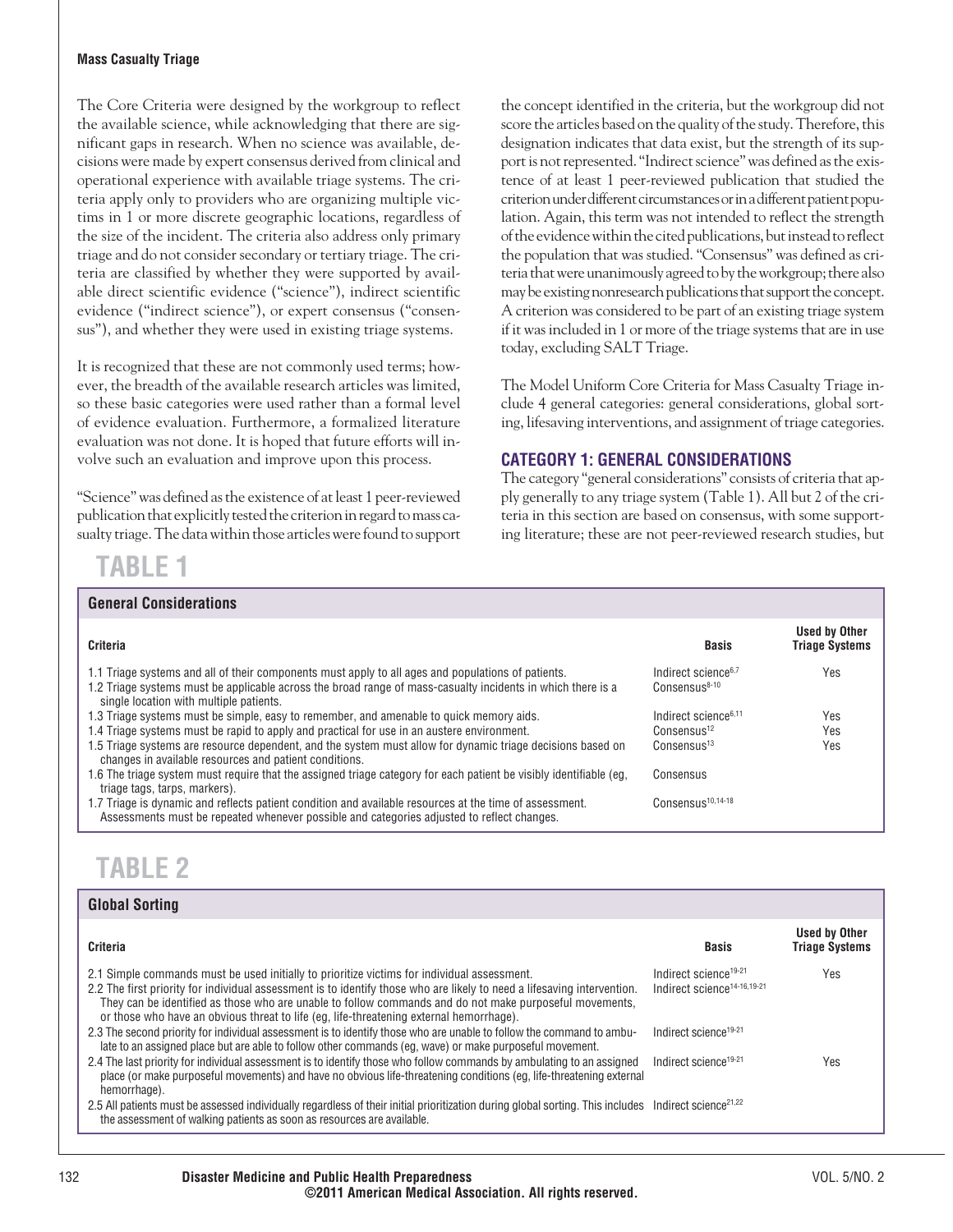The Core Criteria were designed by the workgroup to reflect the available science, while acknowledging that there are significant gaps in research. When no science was available, decisions were made by expert consensus derived from clinical and operational experience with available triage systems. The criteria apply only to providers who are organizing multiple victims in 1 or more discrete geographic locations, regardless of the size of the incident. The criteria also address only primary triage and do not consider secondary or tertiary triage. The criteria are classified by whether they were supported by available direct scientific evidence ("science"), indirect scientific evidence ("indirect science"), or expert consensus ("consensus"), and whether they were used in existing triage systems.

It is recognized that these are not commonly used terms; however, the breadth of the available research articles was limited, so these basic categories were used rather than a formal level of evidence evaluation. Furthermore, a formalized literature evaluation was not done. It is hoped that future efforts will involve such an evaluation and improve upon this process.

"Science" was defined as the existence of at least 1 peer-reviewed publication that explicitly tested the criterion in regard to mass casualty triage. The data within those articles were found to support the concept identified in the criteria, but the workgroup did not score the articles based on the quality of the study. Therefore, this designation indicates that data exist, but the strength of its support is not represented. "Indirect science" was defined as the existence of at least 1 peer-reviewed publication that studied the criterion under different circumstances or in a different patient population. Again, this term was not intended to reflect the strength of the evidence within the cited publications, but instead to reflect the population that was studied. "Consensus" was defined as criteria that were unanimously agreed to by the workgroup; there also may be existing nonresearch publications that support the concept. A criterion was considered to be part of an existing triage system if it was included in 1 or more of the triage systems that are in use today, excluding SALT Triage.

The Model Uniform Core Criteria for Mass Casualty Triage include 4 general categories: general considerations, global sorting, lifesaving interventions, and assignment of triage categories.

## CATEGORY 1: GENERAL CONSIDERATIONS

The category "general considerations" consists of criteria that apply generally to any triage system (Table 1). All but 2 of the criteria in this section are based on consensus, with some supporting literature; these are not peer-reviewed research studies, but

**TABLE 1**

**General Considerations**

| Criteria | Basis | Used by Other Triage Systems |
|---|---|---|
| 1.1 Triage systems and all of their components must apply to all ages and populations of patients. | Indirect science[6,7] | Yes |
| 1.2 Triage systems must be applicable across the broad range of mass-casualty incidents in which there is a single location with multiple patients. | Consensus[8-10] | |
| 1.3 Triage systems must be simple, easy to remember, and amenable to quick memory aids. | Indirect science[6,11] | Yes |
| 1.4 Triage systems must be rapid to apply and practical for use in an austere environment. | Consensus[12] | Yes |
| 1.5 Triage systems are resource dependent, and the system must allow for dynamic triage decisions based on changes in available resources and patient conditions. | Consensus[13] | Yes |
| 1.6 The triage system must require that the assigned triage category for each patient be visibly identifiable (eg, triage tags, tarps, markers). | Consensus | |
| 1.7 Triage is dynamic and reflects patient condition and available resources at the time of assessment. Assessments must be repeated whenever possible and categories adjusted to reflect changes. | Consensus[10,14-18] | |

**TABLE 2**

**Global Sorting**

| Criteria | Basis | Used by Other Triage Systems |
|---|---|---|
| 2.1 Simple commands must be used initially to prioritize victims for individual assessment. | Indirect science[19-21] | Yes |
| 2.2 The first priority for individual assessment is to identify those who are likely to need a lifesaving intervention. They can be identified as those who are unable to follow commands and do not make purposeful movements, or those who have an obvious threat to life (eg, life-threatening external hemorrhage). | Indirect science[14-16,19-21] | |
| 2.3 The second priority for individual assessment is to identify those who are unable to follow the command to ambulate to an assigned place but are able to follow other commands (eg, wave) or make purposeful movement. | Indirect science[19-21] | |
| 2.4 The last priority for individual assessment is to identify those who follow commands by ambulating to an assigned place (or make purposeful movements) and have no obvious life-threatening conditions (eg, life-threatening external hemorrhage). | Indirect science[19-21] | Yes |
| 2.5 All patients must be assessed individually regardless of their initial prioritization during global sorting. This includes the assessment of walking patients as soon as resources are available. | Indirect science[21,22] | |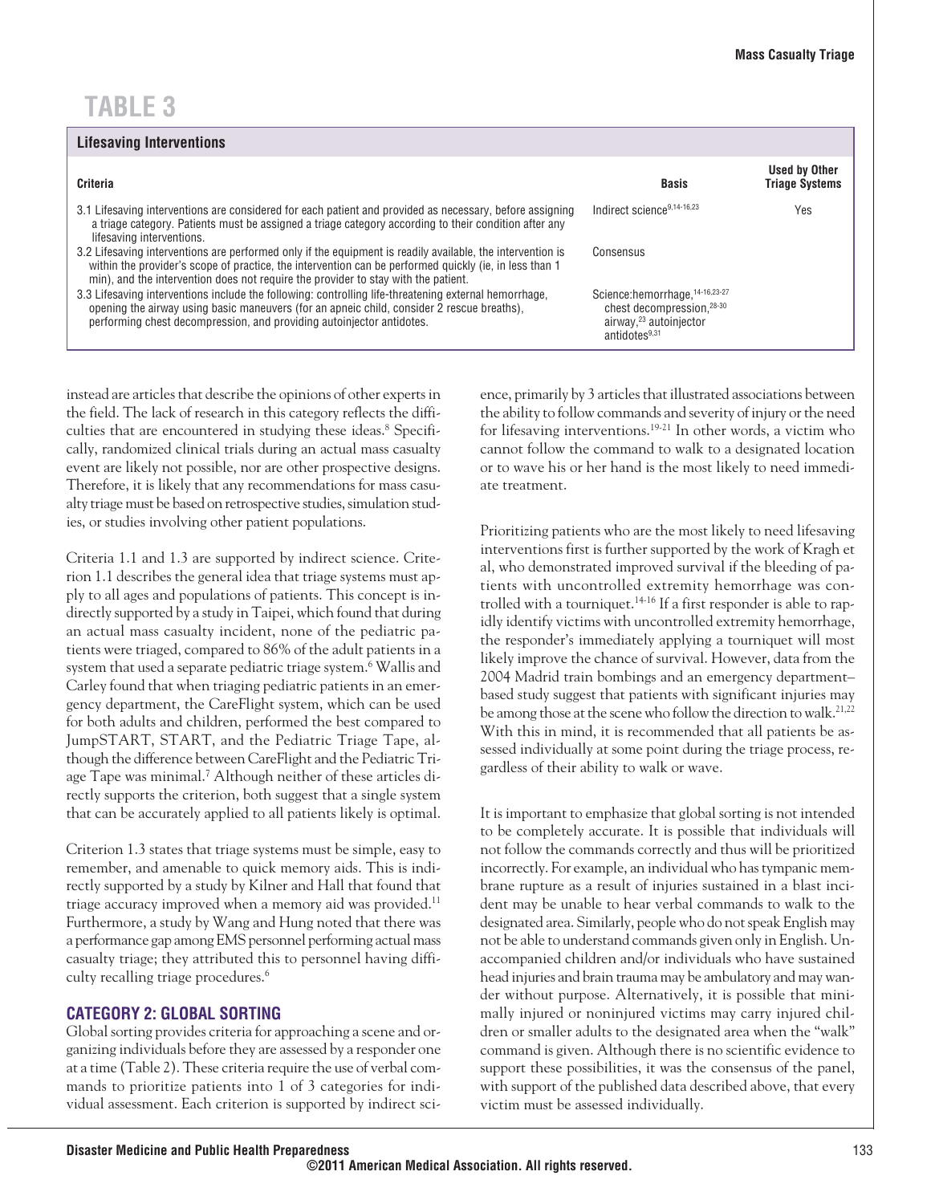# TABLE 3

| Lifesaving Interventions | | |
|---|---|---|
| **Criteria** | **Basis** | **Used by Other Triage Systems** |
| 3.1 Lifesaving interventions are considered for each patient and provided as necessary, before assigning a triage category. Patients must be assigned a triage category according to their condition after any lifesaving interventions. | Indirect science[9,14-16,23] | Yes |
| 3.2 Lifesaving interventions are performed only if the equipment is readily available, the intervention is within the provider's scope of practice, the intervention can be performed quickly (ie, in less than 1 min), and the intervention does not require the provider to stay with the patient. | Consensus | |
| 3.3 Lifesaving interventions include the following: controlling life-threatening external hemorrhage, opening the airway using basic maneuvers (for an apneic child, consider 2 rescue breaths), performing chest decompression, and providing autoinjector antidotes. | Science:hemorrhage,[14-16,23-27] chest decompression,[28-30] airway,[23] autoinjector antidotes[9,31] | |

instead are articles that describe the opinions of other experts in the field. The lack of research in this category reflects the difficulties that are encountered in studying these ideas.[8] Specifically, randomized clinical trials during an actual mass casualty event are likely not possible, nor are other prospective designs. Therefore, it is likely that any recommendations for mass casualty triage must be based on retrospective studies, simulation studies, or studies involving other patient populations.

Criteria 1.1 and 1.3 are supported by indirect science. Criterion 1.1 describes the general idea that triage systems must apply to all ages and populations of patients. This concept is indirectly supported by a study in Taipei, which found that during an actual mass casualty incident, none of the pediatric patients were triaged, compared to 86% of the adult patients in a system that used a separate pediatric triage system.[6] Wallis and Carley found that when triaging pediatric patients in an emergency department, the CareFlight system, which can be used for both adults and children, performed the best compared to JumpSTART, START, and the Pediatric Triage Tape, although the difference between CareFlight and the Pediatric Triage Tape was minimal.[7] Although neither of these articles directly supports the criterion, both suggest that a single system that can be accurately applied to all patients likely is optimal.

Criterion 1.3 states that triage systems must be simple, easy to remember, and amenable to quick memory aids. This is indirectly supported by a study by Kilner and Hall that found that triage accuracy improved when a memory aid was provided.[11] Furthermore, a study by Wang and Hung noted that there was a performance gap among EMS personnel performing actual mass casualty triage; they attributed this to personnel having difficulty recalling triage procedures.[6]

## CATEGORY 2: GLOBAL SORTING

Global sorting provides criteria for approaching a scene and organizing individuals before they are assessed by a responder one at a time (Table 2). These criteria require the use of verbal commands to prioritize patients into 1 of 3 categories for individual assessment. Each criterion is supported by indirect science, primarily by 3 articles that illustrated associations between the ability to follow commands and severity of injury or the need for lifesaving interventions.[19-21] In other words, a victim who cannot follow the command to walk to a designated location or to wave his or her hand is the most likely to need immediate treatment.

Prioritizing patients who are the most likely to need lifesaving interventions first is further supported by the work of Kragh et al, who demonstrated improved survival if the bleeding of patients with uncontrolled extremity hemorrhage was controlled with a tourniquet.[14-16] If a first responder is able to rapidly identify victims with uncontrolled extremity hemorrhage, the responder's immediately applying a tourniquet will most likely improve the chance of survival. However, data from the 2004 Madrid train bombings and an emergency department–based study suggest that patients with significant injuries may be among those at the scene who follow the direction to walk.[21,22] With this in mind, it is recommended that all patients be assessed individually at some point during the triage process, regardless of their ability to walk or wave.

It is important to emphasize that global sorting is not intended to be completely accurate. It is possible that individuals will not follow the commands correctly and thus will be prioritized incorrectly. For example, an individual who has tympanic membrane rupture as a result of injuries sustained in a blast incident may be unable to hear verbal commands to walk to the designated area. Similarly, people who do not speak English may not be able to understand commands given only in English. Unaccompanied children and/or individuals who have sustained head injuries and brain trauma may be ambulatory and may wander without purpose. Alternatively, it is possible that minimally injured or noninjured victims may carry injured children or smaller adults to the designated area when the "walk" command is given. Although there is no scientific evidence to support these possibilities, it was the consensus of the panel, with support of the published data described above, that every victim must be assessed individually.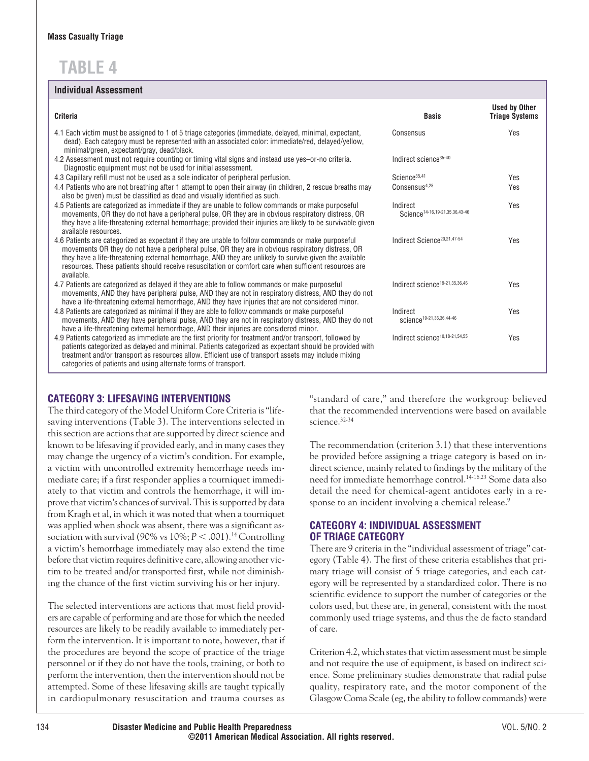## TABLE 4

| Individual Assessment | | |
|---|---|---|
| **Criteria** | **Basis** | **Used by Other Triage Systems** |
| 4.1 Each victim must be assigned to 1 of 5 triage categories (immediate, delayed, minimal, expectant, dead). Each category must be represented with an associated color: immediate/red, delayed/yellow, minimal/green, expectant/gray, dead/black. | Consensus | Yes |
| 4.2 Assessment must not require counting or timing vital signs and instead use yes–or-no criteria. Diagnostic equipment must not be used for initial assessment. | Indirect science[35-40] | |
| 4.3 Capillary refill must not be used as a sole indicator of peripheral perfusion. | Science[35,41] | Yes |
| 4.4 Patients who are not breathing after 1 attempt to open their airway (in children, 2 rescue breaths may also be given) must be classified as dead and visually identified as such. | Consensus[4,28] | Yes |
| 4.5 Patients are categorized as immediate if they are unable to follow commands or make purposeful movements, OR they do not have a peripheral pulse, OR they are in obvious respiratory distress, OR they have a life-threatening external hemorrhage; provided their injuries are likely to be survivable given available resources. | Indirect Science[14-16,19-21,35,36,43-46] | Yes |
| 4.6 Patients are categorized as expectant if they are unable to follow commands or make purposeful movements OR they do not have a peripheral pulse, OR they are in obvious respiratory distress, OR they have a life-threatening external hemorrhage, AND they are unlikely to survive given the available resources. These patients should receive resuscitation or comfort care when sufficient resources are available. | Indirect Science[20,21,47-54] | Yes |
| 4.7 Patients are categorized as delayed if they are able to follow commands or make purposeful movements, AND they have peripheral pulse, AND they are not in respiratory distress, AND they do not have a life-threatening external hemorrhage, AND they have injuries that are not considered minor. | Indirect science[19-21,35,36,46] | Yes |
| 4.8 Patients are categorized as minimal if they are able to follow commands or make purposeful movements, AND they have peripheral pulse, AND they are not in respiratory distress, AND they do not have a life-threatening external hemorrhage, AND their injuries are considered minor. | Indirect science[19-21,35,36,44-46] | Yes |
| 4.9 Patients categorized as immediate are the first priority for treatment and/or transport, followed by patients categorized as delayed and minimal. Patients categorized as expectant should be provided with treatment and/or transport as resources allow. Efficient use of transport assets may include mixing categories of patients and using alternate forms of transport. | Indirect science[10,18-21,54,55] | Yes |

## CATEGORY 3: LIFESAVING INTERVENTIONS

The third category of the Model Uniform Core Criteria is "lifesaving interventions (Table 3). The interventions selected in this section are actions that are supported by direct science and known to be lifesaving if provided early, and in many cases they may change the urgency of a victim's condition. For example, a victim with uncontrolled extremity hemorrhage needs immediate care; if a first responder applies a tourniquet immediately to that victim and controls the hemorrhage, it will improve that victim's chances of survival. This is supported by data from Kragh et al, in which it was noted that when a tourniquet was applied when shock was absent, there was a significant association with survival (90% vs 10%; $P < .001$).[14] Controlling a victim's hemorrhage immediately may also extend the time before that victim requires definitive care, allowing another victim to be treated and/or transported first, while not diminishing the chance of the first victim surviving his or her injury.

The selected interventions are actions that most field providers are capable of performing and are those for which the needed resources are likely to be readily available to immediately perform the intervention. It is important to note, however, that if the procedures are beyond the scope of practice of the triage personnel or if they do not have the tools, training, or both to perform the intervention, then the intervention should not be attempted. Some of these lifesaving skills are taught typically in cardiopulmonary resuscitation and trauma courses as "standard of care," and therefore the workgroup believed that the recommended interventions were based on available science.[32-34]

The recommendation (criterion 3.1) that these interventions be provided before assigning a triage category is based on indirect science, mainly related to findings by the military of the need for immediate hemorrhage control.[14-16,23] Some data also detail the need for chemical-agent antidotes early in a response to an incident involving a chemical release.[9]

## CATEGORY 4: INDIVIDUAL ASSESSMENT OF TRIAGE CATEGORY

There are 9 criteria in the "individual assessment of triage" category (Table 4). The first of these criteria establishes that primary triage will consist of 5 triage categories, and each category will be represented by a standardized color. There is no scientific evidence to support the number of categories or the colors used, but these are, in general, consistent with the most commonly used triage systems, and thus the de facto standard of care.

Criterion 4.2, which states that victim assessment must be simple and not require the use of equipment, is based on indirect science. Some preliminary studies demonstrate that radial pulse quality, respiratory rate, and the motor component of the Glasgow Coma Scale (eg, the ability to follow commands) were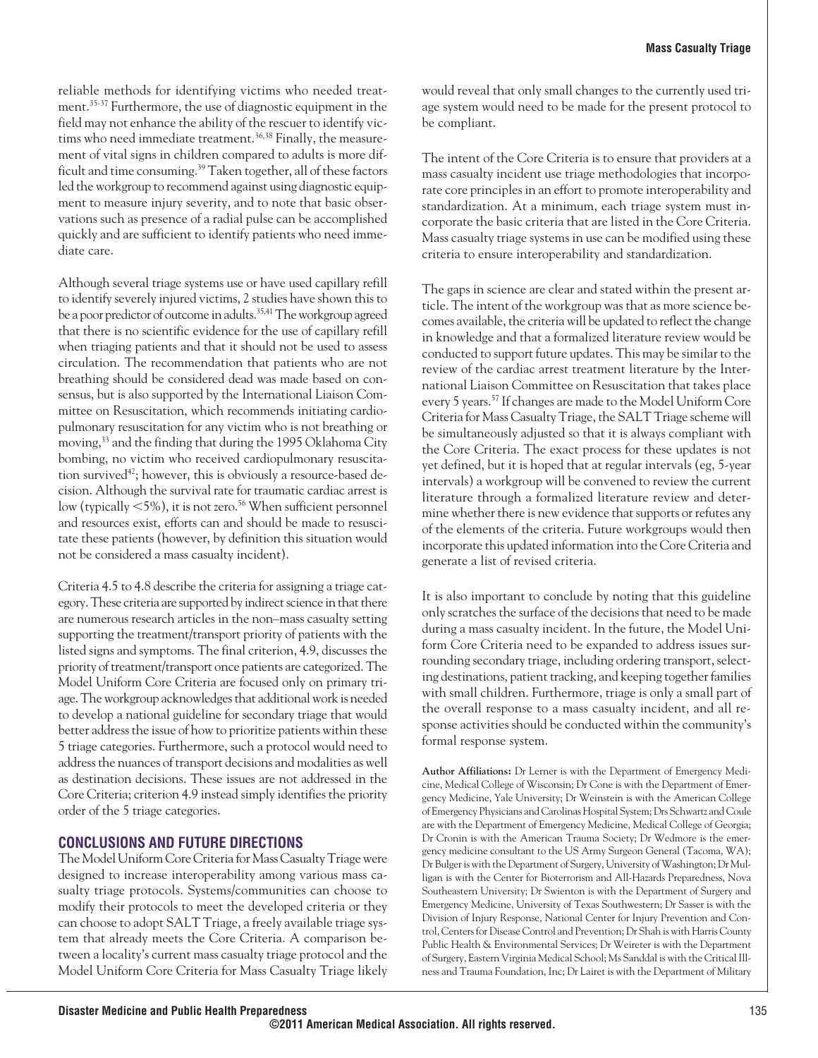reliable methods for identifying victims who needed treatment.[35-37] Furthermore, the use of diagnostic equipment in the field may not enhance the ability of the rescuer to identify victims who need immediate treatment.[36,38] Finally, the measurement of vital signs in children compared to adults is more difficult and time consuming.[39] Taken together, all of these factors led the workgroup to recommend against using diagnostic equipment to measure injury severity, and to note that basic observations such as presence of a radial pulse can be accomplished quickly and are sufficient to identify patients who need immediate care.

Although several triage systems use or have used capillary refill to identify severely injured victims, 2 studies have shown this to be a poor predictor of outcome in adults.[35,41] The workgroup agreed that there is no scientific evidence for the use of capillary refill when triaging patients and that it should not be used to assess circulation. The recommendation that patients who are not breathing should be considered dead was made based on consensus, but is also supported by the International Liaison Committee on Resuscitation, which recommends initiating cardiopulmonary resuscitation for any victim who is not breathing or moving,[33] and the finding that during the 1995 Oklahoma City bombing, no victim who received cardiopulmonary resuscitation survived[42]; however, this is obviously a resource-based decision. Although the survival rate for traumatic cardiac arrest is low (typically <5%), it is not zero.[56] When sufficient personnel and resources exist, efforts can and should be made to resuscitate these patients (however, by definition this situation would not be considered a mass casualty incident).

Criteria 4.5 to 4.8 describe the criteria for assigning a triage category. These criteria are supported by indirect science in that there are numerous research articles in the non–mass casualty setting supporting the treatment/transport priority of patients with the listed signs and symptoms. The final criterion, 4.9, discusses the priority of treatment/transport once patients are categorized. The Model Uniform Core Criteria are focused only on primary triage. The workgroup acknowledges that additional work is needed to develop a national guideline for secondary triage that would better address the issue of how to prioritize patients within these 5 triage categories. Furthermore, such a protocol would need to address the nuances of transport decisions and modalities as well as destination decisions. These issues are not addressed in the Core Criteria; criterion 4.9 instead simply identifies the priority order of the 5 triage categories.

## CONCLUSIONS AND FUTURE DIRECTIONS

The Model Uniform Core Criteria for Mass Casualty Triage were designed to increase interoperability among various mass casualty triage protocols. Systems/communities can choose to modify their protocols to meet the developed criteria or they can choose to adopt SALT Triage, a freely available triage system that already meets the Core Criteria. A comparison between a locality's current mass casualty triage protocol and the Model Uniform Core Criteria for Mass Casualty Triage likely would reveal that only small changes to the currently used triage system would need to be made for the present protocol to be compliant.

The intent of the Core Criteria is to ensure that providers at a mass casualty incident use triage methodologies that incorporate core principles in an effort to promote interoperability and standardization. At a minimum, each triage system must incorporate the basic criteria that are listed in the Core Criteria. Mass casualty triage systems in use can be modified using these criteria to ensure interoperability and standardization.

The gaps in science are clear and stated within the present article. The intent of the workgroup was that as more science becomes available, the criteria will be updated to reflect the change in knowledge and that a formalized literature review would be conducted to support future updates. This may be similar to the review of the cardiac arrest treatment literature by the International Liaison Committee on Resuscitation that takes place every 5 years.[57] If changes are made to the Model Uniform Core Criteria for Mass Casualty Triage, the SALT Triage scheme will be simultaneously adjusted so that it is always compliant with the Core Criteria. The exact process for these updates is not yet defined, but it is hoped that at regular intervals (eg, 5-year intervals) a workgroup will be convened to review the current literature through a formalized literature review and determine whether there is new evidence that supports or refutes any of the elements of the criteria. Future workgroups would then incorporate this updated information into the Core Criteria and generate a list of revised criteria.

It is also important to conclude by noting that this guideline only scratches the surface of the decisions that need to be made during a mass casualty incident. In the future, the Model Uniform Core Criteria need to be expanded to address issues surrounding secondary triage, including ordering transport, selecting destinations, patient tracking, and keeping together families with small children. Furthermore, triage is only a small part of the overall response to a mass casualty incident, and all response activities should be conducted within the community's formal response system.

**Author Affiliations:** Dr Lerner is with the Department of Emergency Medicine, Medical College of Wisconsin; Dr Cone is with the Department of Emergency Medicine, Yale University; Dr Weinstein is with the American College of Emergency Physicians and Carolinas Hospital System; Drs Schwartz and Coule are with the Department of Emergency Medicine, Medical College of Georgia; Dr Cronin is with the American Trauma Society; Dr Wedmore is the emergency medicine consultant to the US Army Surgeon General (Tacoma, WA); Dr Bulger is with the Department of Surgery, University of Washington; Dr Mulligan is with the Center for Bioterrorism and All-Hazards Preparedness, Nova Southeastern University; Dr Swienton is with the Department of Surgery and Emergency Medicine, University of Texas Southwestern; Dr Sasser is with the Division of Injury Response, National Center for Injury Prevention and Control, Centers for Disease Control and Prevention; Dr Shah is with Harris County Public Health & Environmental Services; Dr Weireter is with the Department of Surgery, Eastern Virginia Medical School; Ms Sanddal is with the Critical Illness and Trauma Foundation, Inc; Dr Lairet is with the Department of Military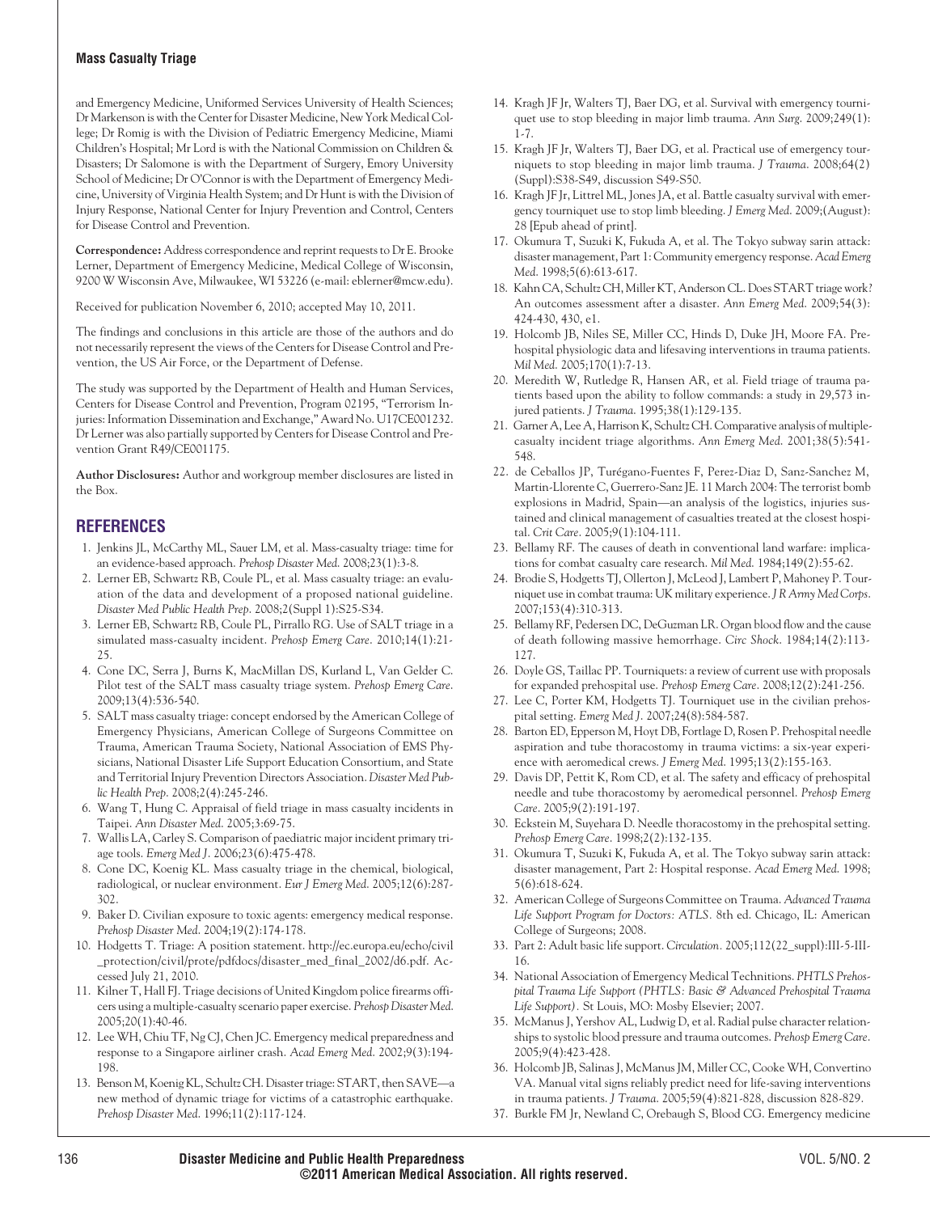and Emergency Medicine, Uniformed Services University of Health Sciences; Dr Markenson is with the Center for Disaster Medicine, New York Medical College; Dr Romig is with the Division of Pediatric Emergency Medicine, Miami Children's Hospital; Mr Lord is with the National Commission on Children & Disasters; Dr Salomone is with the Department of Surgery, Emory University School of Medicine; Dr O'Connor is with the Department of Emergency Medicine, University of Virginia Health System; and Dr Hunt is with the Division of Injury Response, National Center for Injury Prevention and Control, Centers for Disease Control and Prevention.

**Correspondence:** Address correspondence and reprint requests to Dr E. Brooke Lerner, Department of Emergency Medicine, Medical College of Wisconsin, 9200 W Wisconsin Ave, Milwaukee, WI 53226 (e-mail: eblerner@mcw.edu).

Received for publication November 6, 2010; accepted May 10, 2011.

The findings and conclusions in this article are those of the authors and do not necessarily represent the views of the Centers for Disease Control and Prevention, the US Air Force, or the Department of Defense.

The study was supported by the Department of Health and Human Services, Centers for Disease Control and Prevention, Program 02195, "Terrorism Injuries: Information Dissemination and Exchange," Award No. U17CE001232. Dr Lerner was also partially supported by Centers for Disease Control and Prevention Grant R49/CE001175.

**Author Disclosures:** Author and workgroup member disclosures are listed in the Box.

## REFERENCES

1. Jenkins JL, McCarthy ML, Sauer LM, et al. Mass-casualty triage: time for an evidence-based approach. *Prehosp Disaster Med.* 2008;23(1):3-8.
2. Lerner EB, Schwartz RB, Coule PL, et al. Mass casualty triage: an evaluation of the data and development of a proposed national guideline. *Disaster Med Public Health Prep.* 2008;2(Suppl 1):S25-S34.
3. Lerner EB, Schwartz RB, Coule PL, Pirrallo RG. Use of SALT triage in a simulated mass-casualty incident. *Prehosp Emerg Care.* 2010;14(1):21-25.
4. Cone DC, Serra J, Burns K, MacMillan DS, Kurland L, Van Gelder C. Pilot test of the SALT mass casualty triage system. *Prehosp Emerg Care.* 2009;13(4):536-540.
5. SALT mass casualty triage: concept endorsed by the American College of Emergency Physicians, American College of Surgeons Committee on Trauma, American Trauma Society, National Association of EMS Physicians, National Disaster Life Support Education Consortium, and State and Territorial Injury Prevention Directors Association. *Disaster Med Public Health Prep.* 2008;2(4):245-246.
6. Wang T, Hung C. Appraisal of field triage in mass casualty incidents in Taipei. *Ann Disaster Med.* 2005;3:69-75.
7. Wallis LA, Carley S. Comparison of paediatric major incident primary triage tools. *Emerg Med J.* 2006;23(6):475-478.
8. Cone DC, Koenig KL. Mass casualty triage in the chemical, biological, radiological, or nuclear environment. *Eur J Emerg Med.* 2005;12(6):287-302.
9. Baker D. Civilian exposure to toxic agents: emergency medical response. *Prehosp Disaster Med.* 2004;19(2):174-178.
10. Hodgetts T. Triage: A position statement. http://ec.europa.eu/echo/civil_protection/civil/prote/pdfdocs/disaster_med_final_2002/d6.pdf. Accessed July 21, 2010.
11. Kilner T, Hall FJ. Triage decisions of United Kingdom police firearms officers using a multiple-casualty scenario paper exercise. *Prehosp Disaster Med.* 2005;20(1):40-46.
12. Lee WH, Chiu TF, Ng CJ, Chen JC. Emergency medical preparedness and response to a Singapore airliner crash. *Acad Emerg Med.* 2002;9(3):194-198.
13. Benson M, Koenig KL, Schultz CH. Disaster triage: START, then SAVE—a new method of dynamic triage for victims of a catastrophic earthquake. *Prehosp Disaster Med.* 1996;11(2):117-124.
14. Kragh JF Jr, Walters TJ, Baer DG, et al. Survival with emergency tourniquet use to stop bleeding in major limb trauma. *Ann Surg.* 2009;249(1):1-7.
15. Kragh JF Jr, Walters TJ, Baer DG, et al. Practical use of emergency tourniquets to stop bleeding in major limb trauma. *J Trauma.* 2008;64(2)(Suppl):S38-S49, discussion S49-S50.
16. Kragh JF Jr, Littrel ML, Jones JA, et al. Battle casualty survival with emergency tourniquet use to stop limb bleeding. *J Emerg Med.* 2009;(August):28 [Epub ahead of print].
17. Okumura T, Suzuki K, Fukuda A, et al. The Tokyo subway sarin attack: disaster management, Part 1: Community emergency response. *Acad Emerg Med.* 1998;5(6):613-617.
18. Kahn CA, Schultz CH, Miller KT, Anderson CL. Does START triage work? An outcomes assessment after a disaster. *Ann Emerg Med.* 2009;54(3):424-430, 430, e1.
19. Holcomb JB, Niles SE, Miller CC, Hinds D, Duke JH, Moore FA. Prehospital physiologic data and lifesaving interventions in trauma patients. *Mil Med.* 2005;170(1):7-13.
20. Meredith W, Rutledge R, Hansen AR, et al. Field triage of trauma patients based upon the ability to follow commands: a study in 29,573 injured patients. *J Trauma.* 1995;38(1):129-135.
21. Garner A, Lee A, Harrison K, Schultz CH. Comparative analysis of multiple-casualty incident triage algorithms. *Ann Emerg Med.* 2001;38(5):541-548.
22. de Ceballos JP, Turégano-Fuentes F, Perez-Diaz D, Sanz-Sanchez M, Martin-Llorente C, Guerrero-Sanz JE. 11 March 2004: The terrorist bomb explosions in Madrid, Spain—an analysis of the logistics, injuries sustained and clinical management of casualties treated at the closest hospital. *Crit Care.* 2005;9(1):104-111.
23. Bellamy RF. The causes of death in conventional land warfare: implications for combat casualty care research. *Mil Med.* 1984;149(2):55-62.
24. Brodie S, Hodgetts TJ, Ollerton J, McLeod J, Lambert P, Mahoney P. Tourniquet use in combat trauma: UK military experience. *J R Army Med Corps.* 2007;153(4):310-313.
25. Bellamy RF, Pedersen DC, DeGuzman LR. Organ blood flow and the cause of death following massive hemorrhage. *Circ Shock.* 1984;14(2):113-127.
26. Doyle GS, Taillac PP. Tourniquets: a review of current use with proposals for expanded prehospital use. *Prehosp Emerg Care.* 2008;12(2):241-256.
27. Lee C, Porter KM, Hodgetts TJ. Tourniquet use in the civilian prehospital setting. *Emerg Med J.* 2007;24(8):584-587.
28. Barton ED, Epperson M, Hoyt DB, Fortlage D, Rosen P. Prehospital needle aspiration and tube thoracostomy in trauma victims: a six-year experience with aeromedical crews. *J Emerg Med.* 1995;13(2):155-163.
29. Davis DP, Pettit K, Rom CD, et al. The safety and efficacy of prehospital needle and tube thoracostomy by aeromedical personnel. *Prehosp Emerg Care.* 2005;9(2):191-197.
30. Eckstein M, Suyehara D. Needle thoracostomy in the prehospital setting. *Prehosp Emerg Care.* 1998;2(2):132-135.
31. Okumura T, Suzuki K, Fukuda A, et al. The Tokyo subway sarin attack: disaster management, Part 2: Hospital response. *Acad Emerg Med.* 1998;5(6):618-624.
32. American College of Surgeons Committee on Trauma. *Advanced Trauma Life Support Program for Doctors: ATLS.* 8th ed. Chicago, IL: American College of Surgeons; 2008.
33. Part 2: Adult basic life support. *Circulation.* 2005;112(22_suppl):III-5-III-16.
34. National Association of Emergency Medical Technitions. *PHTLS Prehospital Trauma Life Support (PHTLS: Basic & Advanced Prehospital Trauma Life Support).* St Louis, MO: Mosby Elsevier; 2007.
35. McManus J, Yershov AL, Ludwig D, et al. Radial pulse character relationships to systolic blood pressure and trauma outcomes. *Prehosp Emerg Care.* 2005;9(4):423-428.
36. Holcomb JB, Salinas J, McManus JM, Miller CC, Cooke WH, Convertino VA. Manual vital signs reliably predict need for life-saving interventions in trauma patients. *J Trauma.* 2005;59(4):821-828, discussion 828-829.
37. Burkle FM Jr, Newland C, Orebaugh S, Blood CG. Emergency medicine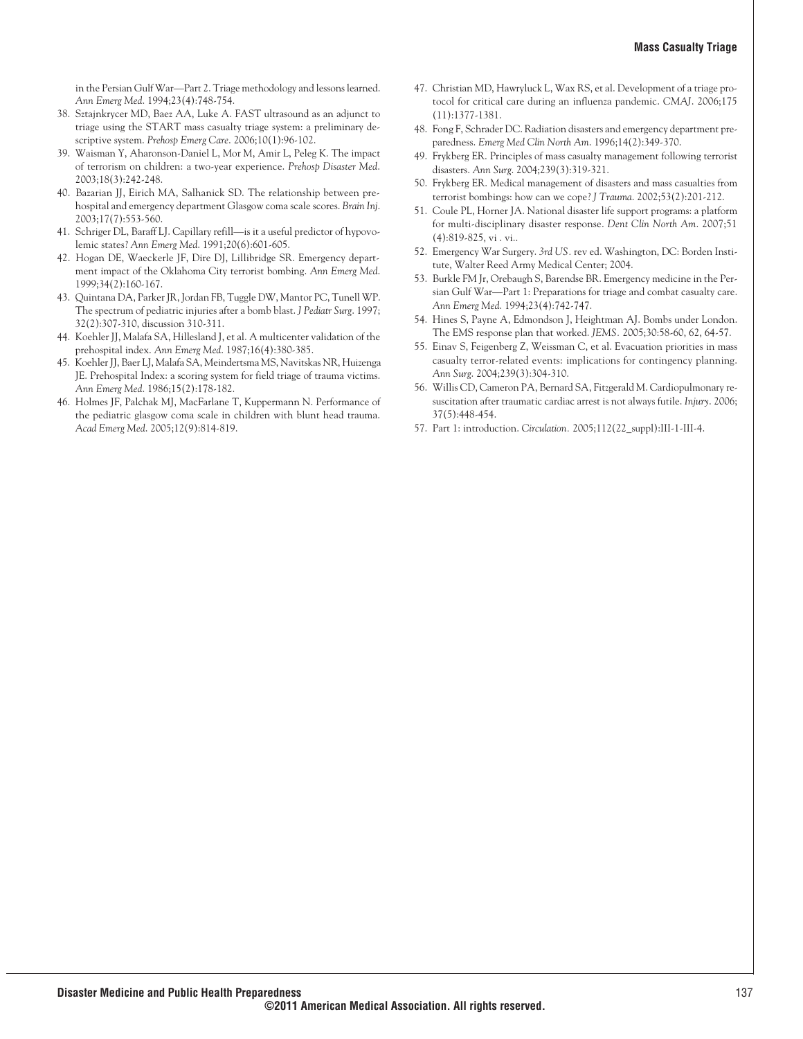in the Persian Gulf War—Part 2. Triage methodology and lessons learned. *Ann Emerg Med*. 1994;23(4):748-754.

38. Sztajnkrycer MD, Baez AA, Luke A. FAST ultrasound as an adjunct to triage using the START mass casualty triage system: a preliminary descriptive system. *Prehosp Emerg Care*. 2006;10(1):96-102.
39. Waisman Y, Aharonson-Daniel L, Mor M, Amir L, Peleg K. The impact of terrorism on children: a two-year experience. *Prehosp Disaster Med*. 2003;18(3):242-248.
40. Bazarian JJ, Eirich MA, Salhanick SD. The relationship between prehospital and emergency department Glasgow coma scale scores. *Brain Inj*. 2003;17(7):553-560.
41. Schriger DL, Baraff LJ. Capillary refill—is it a useful predictor of hypovolemic states? *Ann Emerg Med*. 1991;20(6):601-605.
42. Hogan DE, Waeckerle JF, Dire DJ, Lillibridge SR. Emergency department impact of the Oklahoma City terrorist bombing. *Ann Emerg Med*. 1999;34(2):160-167.
43. Quintana DA, Parker JR, Jordan FB, Tuggle DW, Mantor PC, Tunell WP. The spectrum of pediatric injuries after a bomb blast. *J Pediatr Surg*. 1997; 32(2):307-310, discussion 310-311.
44. Koehler JJ, Malafa SA, Hillesland J, et al. A multicenter validation of the prehospital index. *Ann Emerg Med*. 1987;16(4):380-385.
45. Koehler JJ, Baer LJ, Malafa SA, Meindertsma MS, Navitskas NR, Huizenga JE. Prehospital Index: a scoring system for field triage of trauma victims. *Ann Emerg Med*. 1986;15(2):178-182.
46. Holmes JF, Palchak MJ, MacFarlane T, Kuppermann N. Performance of the pediatric glasgow coma scale in children with blunt head trauma. *Acad Emerg Med*. 2005;12(9):814-819.
47. Christian MD, Hawryluck L, Wax RS, et al. Development of a triage protocol for critical care during an influenza pandemic. *CMAJ*. 2006;175 (11):1377-1381.
48. Fong F, Schrader DC. Radiation disasters and emergency department preparedness. *Emerg Med Clin North Am*. 1996;14(2):349-370.
49. Frykberg ER. Principles of mass casualty management following terrorist disasters. *Ann Surg*. 2004;239(3):319-321.
50. Frykberg ER. Medical management of disasters and mass casualties from terrorist bombings: how can we cope? *J Trauma*. 2002;53(2):201-212.
51. Coule PL, Horner JA. National disaster life support programs: a platform for multi-disciplinary disaster response. *Dent Clin North Am*. 2007;51 (4):819-825, vi . vi..
52. Emergency War Surgery. *3rd US*. rev ed. Washington, DC: Borden Institute, Walter Reed Army Medical Center; 2004.
53. Burkle FM Jr, Orebaugh S, Barendse BR. Emergency medicine in the Persian Gulf War—Part 1: Preparations for triage and combat casualty care. *Ann Emerg Med*. 1994;23(4):742-747.
54. Hines S, Payne A, Edmondson J, Heightman AJ. Bombs under London. The EMS response plan that worked. *JEMS*. 2005;30:58-60, 62, 64-57.
55. Einav S, Feigenberg Z, Weissman C, et al. Evacuation priorities in mass casualty terror-related events: implications for contingency planning. *Ann Surg*. 2004;239(3):304-310.
56. Willis CD, Cameron PA, Bernard SA, Fitzgerald M. Cardiopulmonary resuscitation after traumatic cardiac arrest is not always futile. *Injury*. 2006; 37(5):448-454.
57. Part 1: introduction. *Circulation*. 2005;112(22_suppl):III-1-III-4.